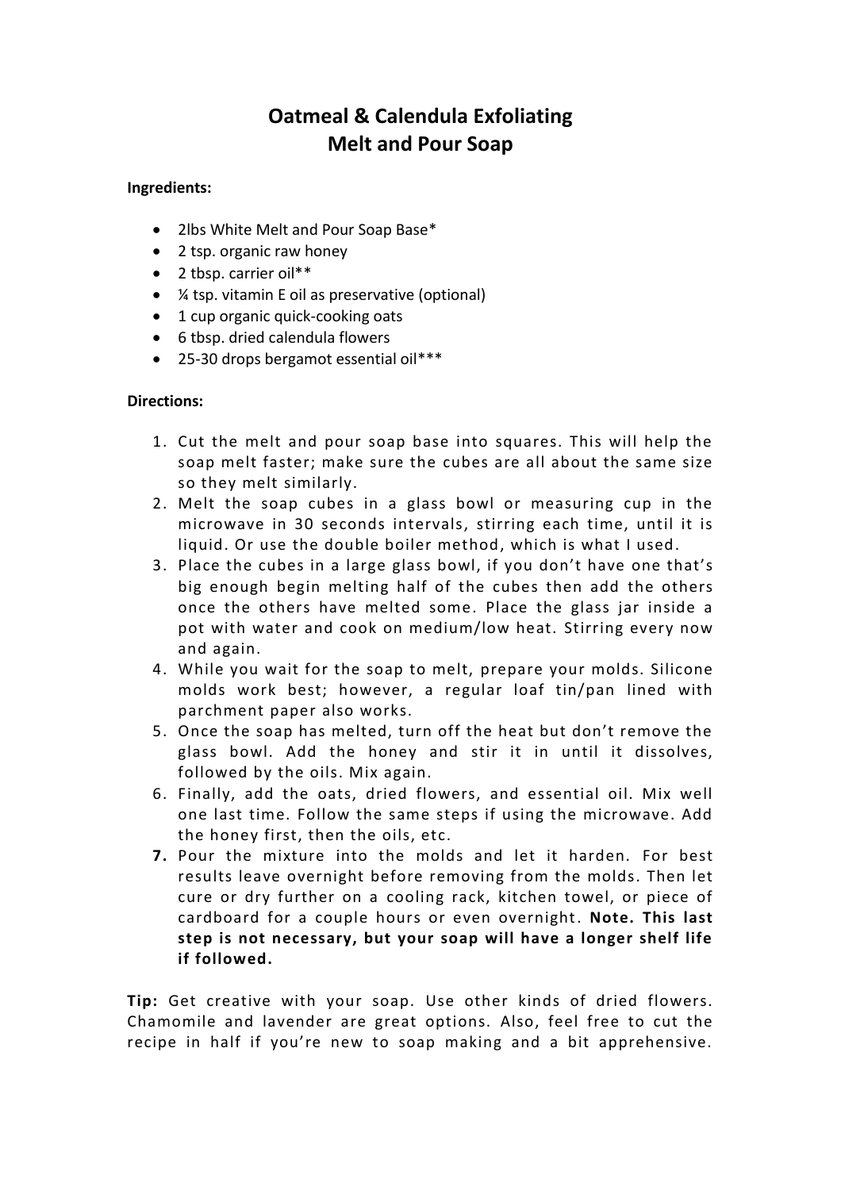# Oatmeal & Calendula Exfoliating Melt and Pour Soap

**Ingredients:**

- 2lbs White Melt and Pour Soap Base*
- 2 tsp. organic raw honey
- 2 tbsp. carrier oil**
- ¼ tsp. vitamin E oil as preservative (optional)
- 1 cup organic quick-cooking oats
- 6 tbsp. dried calendula flowers
- 25-30 drops bergamot essential oil***

**Directions:**

1. Cut the melt and pour soap base into squares. This will help the soap melt faster; make sure the cubes are all about the same size so they melt similarly.
2. Melt the soap cubes in a glass bowl or measuring cup in the microwave in 30 seconds intervals, stirring each time, until it is liquid. Or use the double boiler method, which is what I used.
3. Place the cubes in a large glass bowl, if you don't have one that's big enough begin melting half of the cubes then add the others once the others have melted some. Place the glass jar inside a pot with water and cook on medium/low heat. Stirring every now and again.
4. While you wait for the soap to melt, prepare your molds. Silicone molds work best; however, a regular loaf tin/pan lined with parchment paper also works.
5. Once the soap has melted, turn off the heat but don't remove the glass bowl. Add the honey and stir it in until it dissolves, followed by the oils. Mix again.
6. Finally, add the oats, dried flowers, and essential oil. Mix well one last time. Follow the same steps if using the microwave. Add the honey first, then the oils, etc.
7. Pour the mixture into the molds and let it harden. For best results leave overnight before removing from the molds. Then let cure or dry further on a cooling rack, kitchen towel, or piece of cardboard for a couple hours or even overnight. **Note. This last step is not necessary, but your soap will have a longer shelf life if followed.**

**Tip:** Get creative with your soap. Use other kinds of dried flowers. Chamomile and lavender are great options. Also, feel free to cut the recipe in half if you're new to soap making and a bit apprehensive.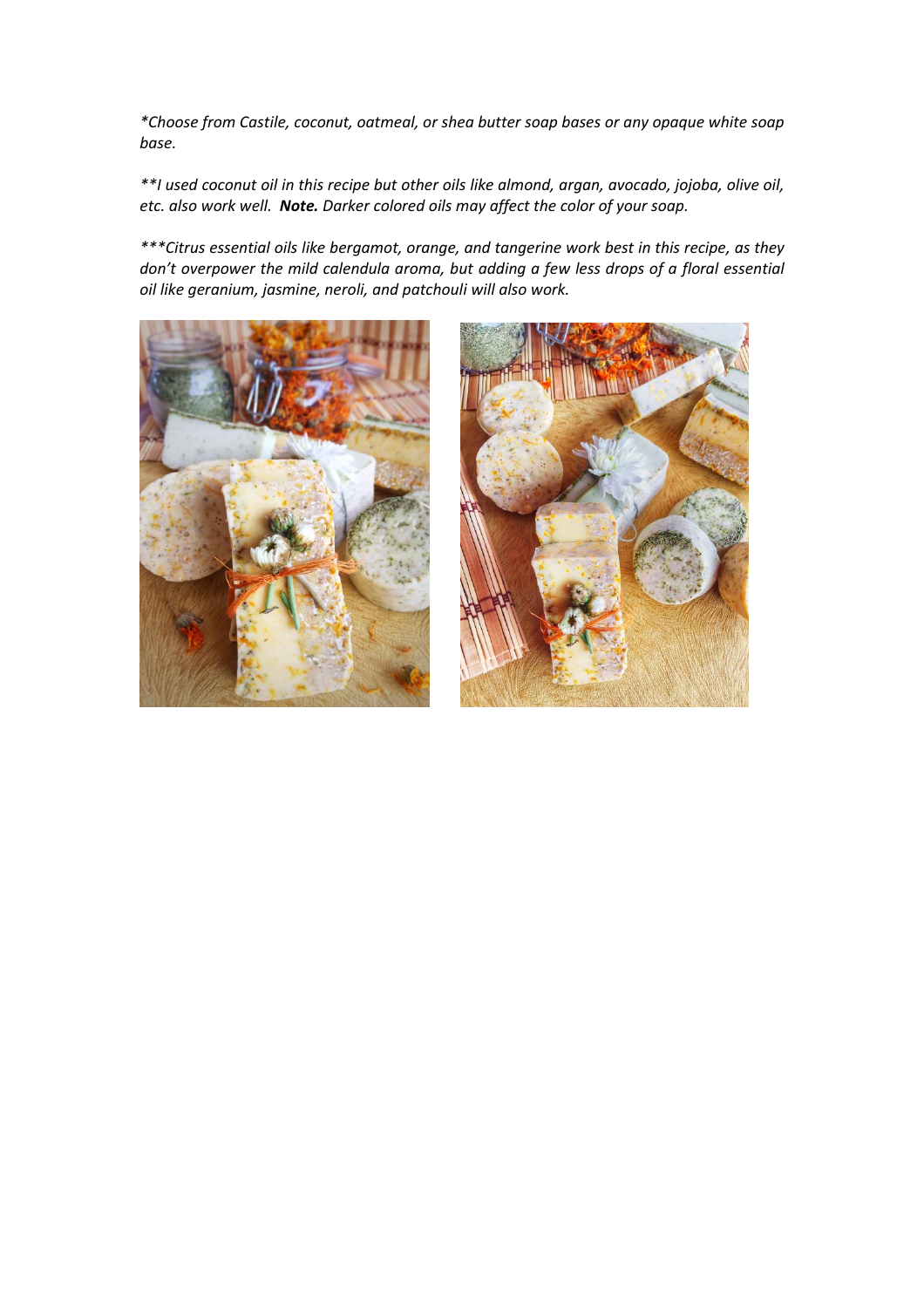*\*Choose from Castile, coconut, oatmeal, or shea butter soap bases or any opaque white soap base.*

*\*\*I used coconut oil in this recipe but other oils like almond, argan, avocado, jojoba, olive oil, etc. also work well. **Note.** Darker colored oils may affect the color of your soap.*

*\*\*\*Citrus essential oils like bergamot, orange, and tangerine work best in this recipe, as they don't overpower the mild calendula aroma, but adding a few less drops of a floral essential oil like geranium, jasmine, neroli, and patchouli will also work.*